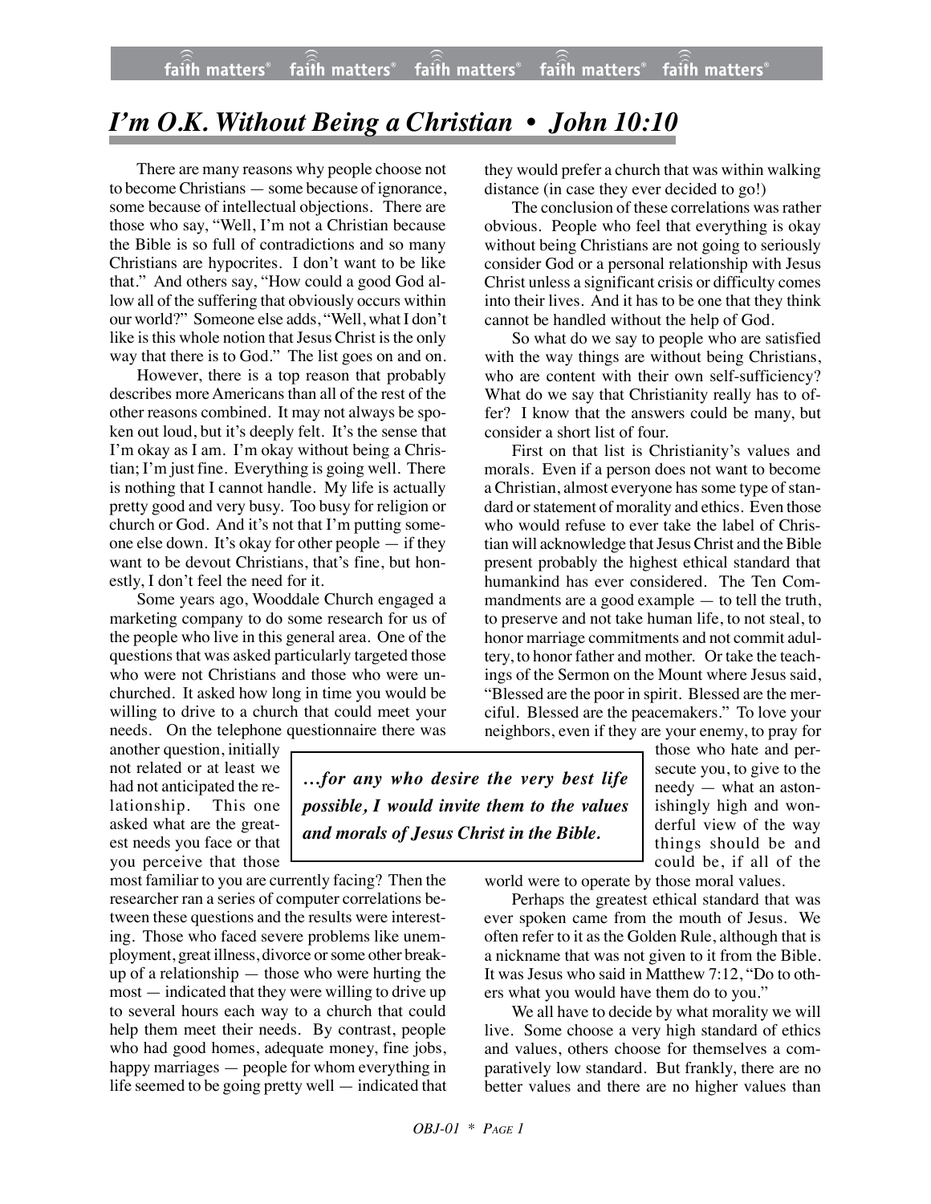# *I'm O.K. Without Being a Christian • John 10:10*

There are many reasons why people choose not to become Christians — some because of ignorance, some because of intellectual objections. There are those who say, "Well, I'm not a Christian because the Bible is so full of contradictions and so many Christians are hypocrites. I don't want to be like that." And others say, "How could a good God allow all of the suffering that obviously occurs within our world?" Someone else adds, "Well, what I don't like is this whole notion that Jesus Christ is the only way that there is to God." The list goes on and on.

However, there is a top reason that probably describes more Americans than all of the rest of the other reasons combined. It may not always be spoken out loud, but it's deeply felt. It's the sense that I'm okay as I am. I'm okay without being a Christian; I'm just fine. Everything is going well. There is nothing that I cannot handle. My life is actually pretty good and very busy. Too busy for religion or church or God. And it's not that I'm putting someone else down. It's okay for other people — if they want to be devout Christians, that's fine, but honestly, I don't feel the need for it.

Some years ago, Wooddale Church engaged a marketing company to do some research for us of the people who live in this general area. One of the questions that was asked particularly targeted those who were not Christians and those who were unchurched. It asked how long in time you would be willing to drive to a church that could meet your needs. On the telephone questionnaire there was another question, initially not related or at least we had not anticipated the relationship. This one asked what are the greatest needs you face or that you perceive that those most familiar to you are currently facing? Then the researcher ran a series of computer correlations between these questions and the results were interesting. Those who faced severe problems like unemployment, great illness, divorce or some other breakup of a relationship — those who were hurting the most — indicated that they were willing to drive up to several hours each way to a church that could help them meet their needs. By contrast, people who had good homes, adequate money, fine jobs, happy marriages — people for whom everything in life seemed to be going pretty well — indicated that they would prefer a church that was within walking distance (in case they ever decided to go!)

The conclusion of these correlations was rather obvious. People who feel that everything is okay without being Christians are not going to seriously consider God or a personal relationship with Jesus Christ unless a significant crisis or difficulty comes into their lives. And it has to be one that they think cannot be handled without the help of God.

So what do we say to people who are satisfied with the way things are without being Christians, who are content with their own self-sufficiency? What do we say that Christianity really has to offer? I know that the answers could be many, but consider a short list of four.

First on that list is Christianity's values and morals. Even if a person does not want to become a Christian, almost everyone has some type of standard or statement of morality and ethics. Even those who would refuse to ever take the label of Christian will acknowledge that Jesus Christ and the Bible present probably the highest ethical standard that humankind has ever considered. The Ten Commandments are a good example — to tell the truth, to preserve and not take human life, to not steal, to honor marriage commitments and not commit adultery, to honor father and mother. Or take the teachings of the Sermon on the Mount where Jesus said, "Blessed are the poor in spirit. Blessed are the merciful. Blessed are the peacemakers." To love your neighbors, even if they are your enemy, to pray for those who hate and persecute you, to give to the needy — what an astonishingly high and wonderful view of the way things should be and could be, if all of the world were to operate by those moral values.

> ***…for any who desire the very best life possible, I would invite them to the values and morals of Jesus Christ in the Bible.***

Perhaps the greatest ethical standard that was ever spoken came from the mouth of Jesus. We often refer to it as the Golden Rule, although that is a nickname that was not given to it from the Bible. It was Jesus who said in Matthew 7:12, "Do to others what you would have them do to you."

We all have to decide by what morality we will live. Some choose a very high standard of ethics and values, others choose for themselves a comparatively low standard. But frankly, there are no better values and there are no higher values than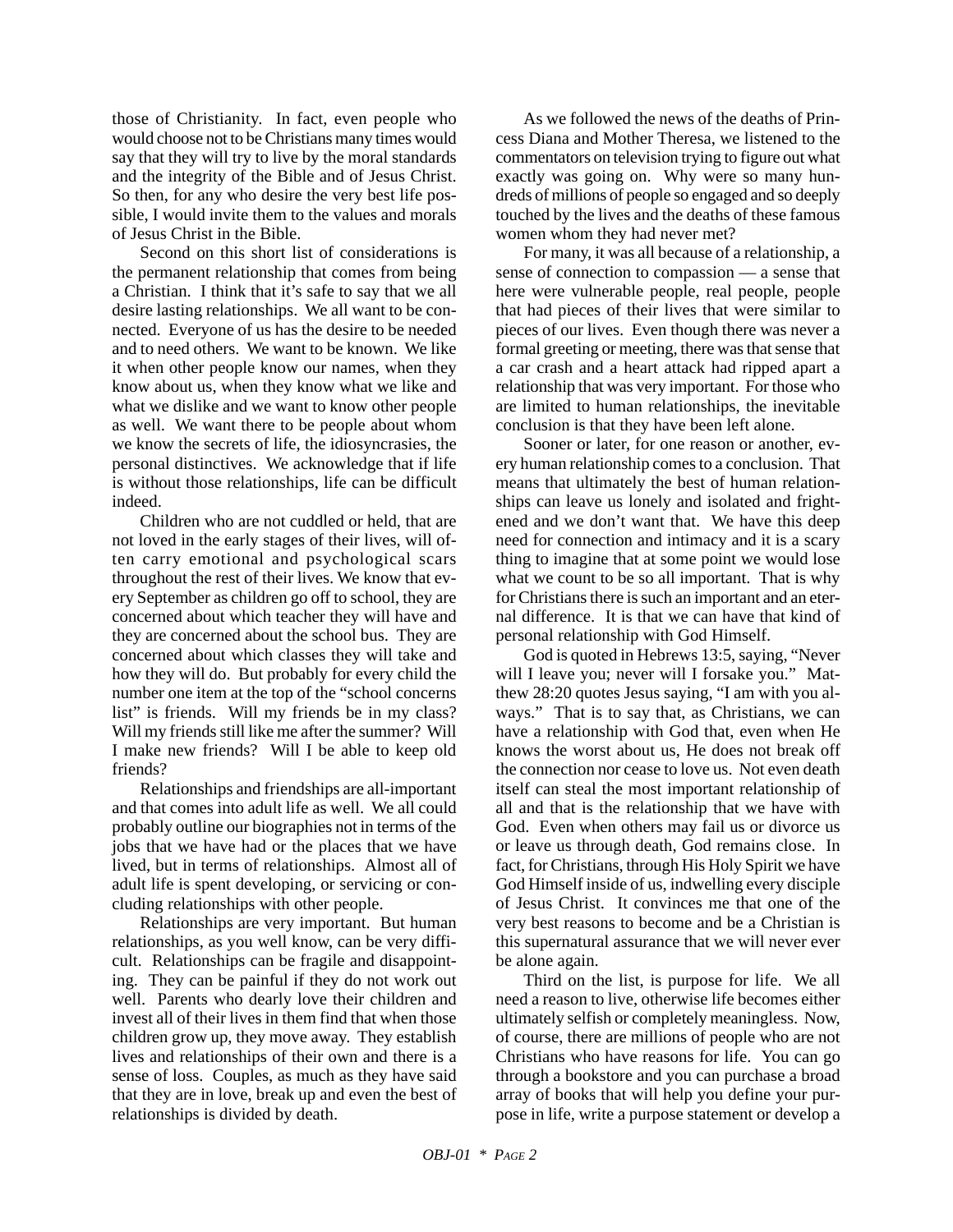those of Christianity. In fact, even people who would choose not to be Christians many times would say that they will try to live by the moral standards and the integrity of the Bible and of Jesus Christ. So then, for any who desire the very best life possible, I would invite them to the values and morals of Jesus Christ in the Bible.

Second on this short list of considerations is the permanent relationship that comes from being a Christian. I think that it's safe to say that we all desire lasting relationships. We all want to be connected. Everyone of us has the desire to be needed and to need others. We want to be known. We like it when other people know our names, when they know about us, when they know what we like and what we dislike and we want to know other people as well. We want there to be people about whom we know the secrets of life, the idiosyncrasies, the personal distinctives. We acknowledge that if life is without those relationships, life can be difficult indeed.

Children who are not cuddled or held, that are not loved in the early stages of their lives, will often carry emotional and psychological scars throughout the rest of their lives. We know that every September as children go off to school, they are concerned about which teacher they will have and they are concerned about the school bus. They are concerned about which classes they will take and how they will do. But probably for every child the number one item at the top of the "school concerns list" is friends. Will my friends be in my class? Will my friends still like me after the summer? Will I make new friends? Will I be able to keep old friends?

Relationships and friendships are all-important and that comes into adult life as well. We all could probably outline our biographies not in terms of the jobs that we have had or the places that we have lived, but in terms of relationships. Almost all of adult life is spent developing, or servicing or concluding relationships with other people.

Relationships are very important. But human relationships, as you well know, can be very difficult. Relationships can be fragile and disappointing. They can be painful if they do not work out well. Parents who dearly love their children and invest all of their lives in them find that when those children grow up, they move away. They establish lives and relationships of their own and there is a sense of loss. Couples, as much as they have said that they are in love, break up and even the best of relationships is divided by death.

As we followed the news of the deaths of Princess Diana and Mother Theresa, we listened to the commentators on television trying to figure out what exactly was going on. Why were so many hundreds of millions of people so engaged and so deeply touched by the lives and the deaths of these famous women whom they had never met?

For many, it was all because of a relationship, a sense of connection to compassion — a sense that here were vulnerable people, real people, people that had pieces of their lives that were similar to pieces of our lives. Even though there was never a formal greeting or meeting, there was that sense that a car crash and a heart attack had ripped apart a relationship that was very important. For those who are limited to human relationships, the inevitable conclusion is that they have been left alone.

Sooner or later, for one reason or another, every human relationship comes to a conclusion. That means that ultimately the best of human relationships can leave us lonely and isolated and frightened and we don't want that. We have this deep need for connection and intimacy and it is a scary thing to imagine that at some point we would lose what we count to be so all important. That is why for Christians there is such an important and an eternal difference. It is that we can have that kind of personal relationship with God Himself.

God is quoted in Hebrews 13:5, saying, "Never will I leave you; never will I forsake you." Matthew 28:20 quotes Jesus saying, "I am with you always." That is to say that, as Christians, we can have a relationship with God that, even when He knows the worst about us, He does not break off the connection nor cease to love us. Not even death itself can steal the most important relationship of all and that is the relationship that we have with God. Even when others may fail us or divorce us or leave us through death, God remains close. In fact, for Christians, through His Holy Spirit we have God Himself inside of us, indwelling every disciple of Jesus Christ. It convinces me that one of the very best reasons to become and be a Christian is this supernatural assurance that we will never ever be alone again.

Third on the list, is purpose for life. We all need a reason to live, otherwise life becomes either ultimately selfish or completely meaningless. Now, of course, there are millions of people who are not Christians who have reasons for life. You can go through a bookstore and you can purchase a broad array of books that will help you define your purpose in life, write a purpose statement or develop a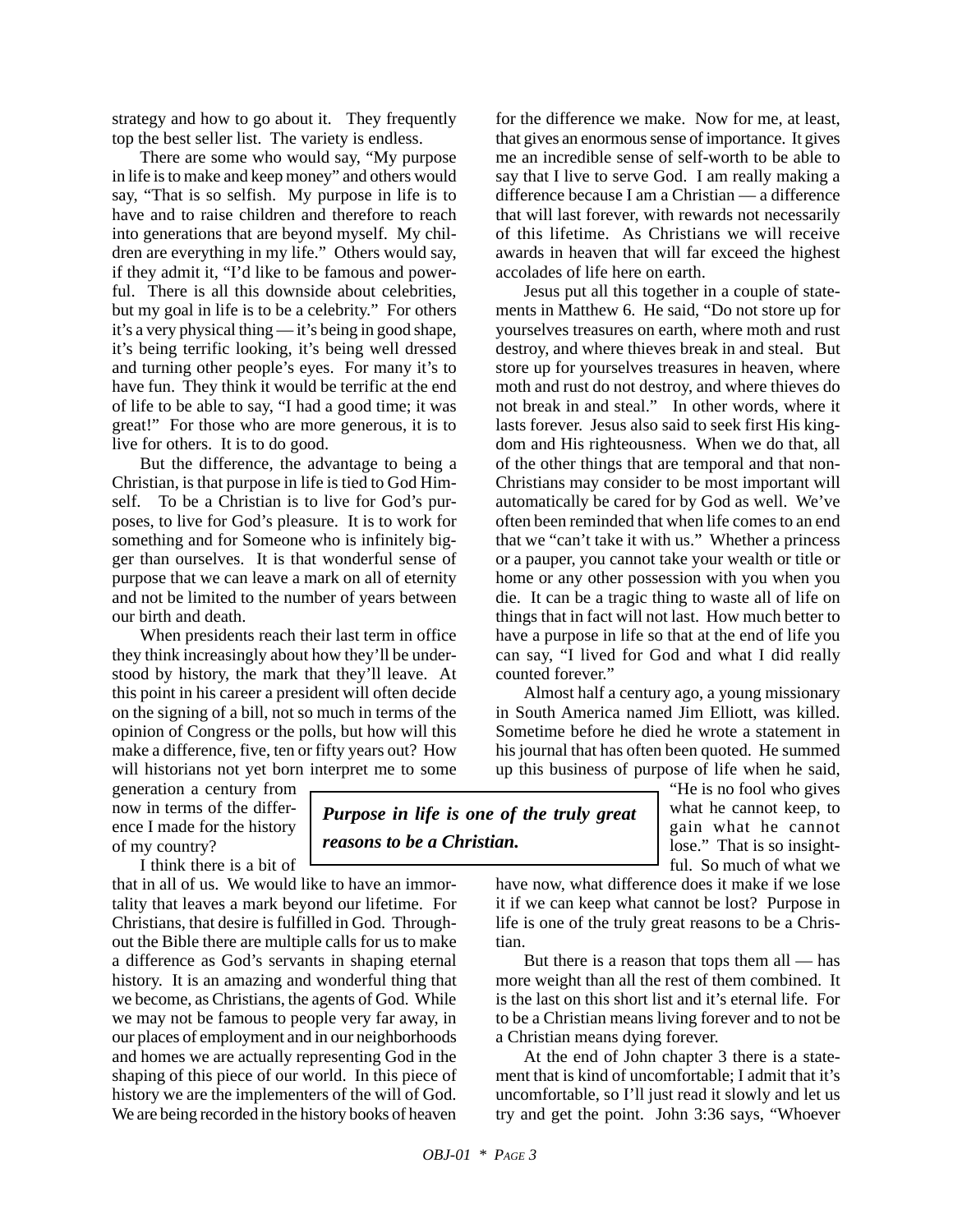strategy and how to go about it. They frequently top the best seller list. The variety is endless.

There are some who would say, "My purpose in life is to make and keep money" and others would say, "That is so selfish. My purpose in life is to have and to raise children and therefore to reach into generations that are beyond myself. My children are everything in my life." Others would say, if they admit it, "I'd like to be famous and powerful. There is all this downside about celebrities, but my goal in life is to be a celebrity." For others it's a very physical thing — it's being in good shape, it's being terrific looking, it's being well dressed and turning other people's eyes. For many it's to have fun. They think it would be terrific at the end of life to be able to say, "I had a good time; it was great!" For those who are more generous, it is to live for others. It is to do good.

But the difference, the advantage to being a Christian, is that purpose in life is tied to God Himself. To be a Christian is to live for God's purposes, to live for God's pleasure. It is to work for something and for Someone who is infinitely bigger than ourselves. It is that wonderful sense of purpose that we can leave a mark on all of eternity and not be limited to the number of years between our birth and death.

When presidents reach their last term in office they think increasingly about how they'll be understood by history, the mark that they'll leave. At this point in his career a president will often decide on the signing of a bill, not so much in terms of the opinion of Congress or the polls, but how will this make a difference, five, ten or fifty years out? How will historians not yet born interpret me to some generation a century from now in terms of the difference I made for the history of my country?

I think there is a bit of that in all of us. We would like to have an immortality that leaves a mark beyond our lifetime. For Christians, that desire is fulfilled in God. Throughout the Bible there are multiple calls for us to make a difference as God's servants in shaping eternal history. It is an amazing and wonderful thing that we become, as Christians, the agents of God. While we may not be famous to people very far away, in our places of employment and in our neighborhoods and homes we are actually representing God in the shaping of this piece of our world. In this piece of history we are the implementers of the will of God. We are being recorded in the history books of heaven for the difference we make. Now for me, at least, that gives an enormous sense of importance. It gives me an incredible sense of self-worth to be able to say that I live to serve God. I am really making a difference because I am a Christian — a difference that will last forever, with rewards not necessarily of this lifetime. As Christians we will receive awards in heaven that will far exceed the highest accolades of life here on earth.

Jesus put all this together in a couple of statements in Matthew 6. He said, "Do not store up for yourselves treasures on earth, where moth and rust destroy, and where thieves break in and steal. But store up for yourselves treasures in heaven, where moth and rust do not destroy, and where thieves do not break in and steal." In other words, where it lasts forever. Jesus also said to seek first His kingdom and His righteousness. When we do that, all of the other things that are temporal and that non-Christians may consider to be most important will automatically be cared for by God as well. We've often been reminded that when life comes to an end that we "can't take it with us." Whether a princess or a pauper, you cannot take your wealth or title or home or any other possession with you when you die. It can be a tragic thing to waste all of life on things that in fact will not last. How much better to have a purpose in life so that at the end of life you can say, "I lived for God and what I did really counted forever."

Almost half a century ago, a young missionary in South America named Jim Elliott, was killed. Sometime before he died he wrote a statement in his journal that has often been quoted. He summed up this business of purpose of life when he said, "He is no fool who gives what he cannot keep, to gain what he cannot lose." That is so insightful. So much of what we have now, what difference does it make if we lose it if we can keep what cannot be lost? Purpose in life is one of the truly great reasons to be a Christian.

> ***Purpose in life is one of the truly great reasons to be a Christian.***

But there is a reason that tops them all — has more weight than all the rest of them combined. It is the last on this short list and it's eternal life. For to be a Christian means living forever and to not be a Christian means dying forever.

At the end of John chapter 3 there is a statement that is kind of uncomfortable; I admit that it's uncomfortable, so I'll just read it slowly and let us try and get the point. John 3:36 says, "Whoever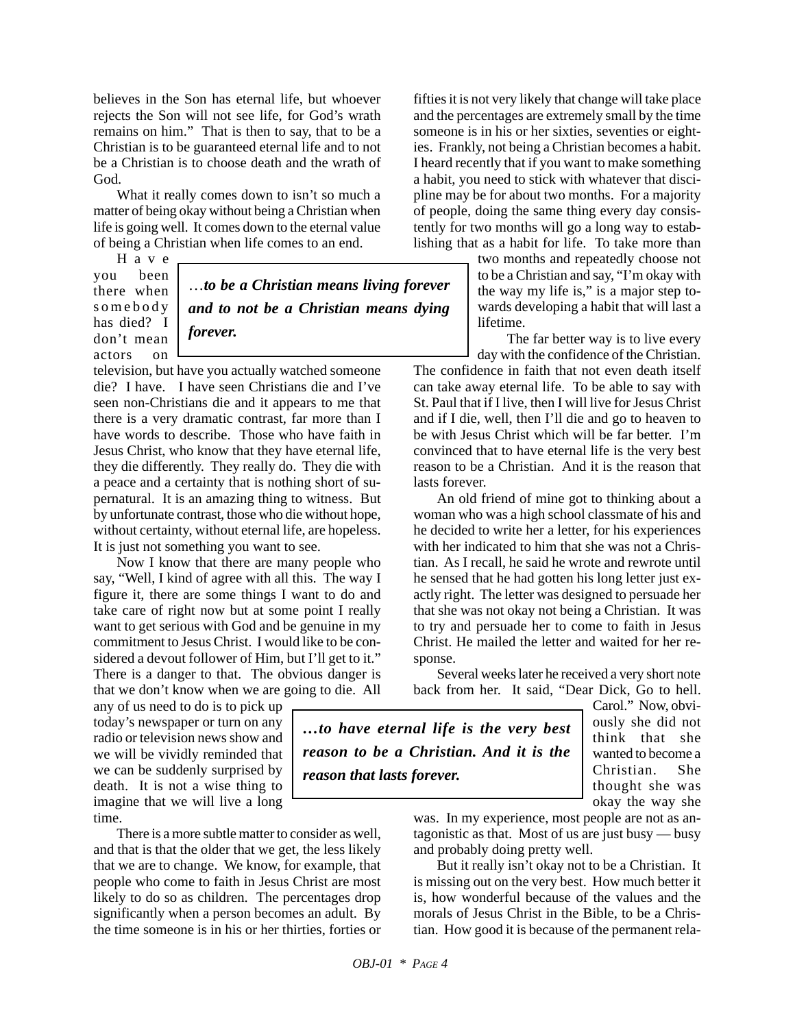believes in the Son has eternal life, but whoever rejects the Son will not see life, for God's wrath remains on him." That is then to say, that to be a Christian is to be guaranteed eternal life and to not be a Christian is to choose death and the wrath of God.

What it really comes down to isn't so much a matter of being okay without being a Christian when life is going well. It comes down to the eternal value of being a Christian when life comes to an end.

> …*to be a Christian means living forever and to not be a Christian means dying forever.*

Have you been there when somebody has died? I don't mean actors on television, but have you actually watched someone die? I have. I have seen Christians die and I've seen non-Christians die and it appears to me that there is a very dramatic contrast, far more than I have words to describe. Those who have faith in Jesus Christ, who know that they have eternal life, they die differently. They really do. They die with a peace and a certainty that is nothing short of supernatural. It is an amazing thing to witness. But by unfortunate contrast, those who die without hope, without certainty, without eternal life, are hopeless. It is just not something you want to see.

Now I know that there are many people who say, "Well, I kind of agree with all this. The way I figure it, there are some things I want to do and take care of right now but at some point I really want to get serious with God and be genuine in my commitment to Jesus Christ. I would like to be considered a devout follower of Him, but I'll get to it." There is a danger to that. The obvious danger is that we don't know when we are going to die. All any of us need to do is to pick up today's newspaper or turn on any radio or television news show and we will be vividly reminded that we can be suddenly surprised by death. It is not a wise thing to imagine that we will live a long time.

There is a more subtle matter to consider as well, and that is that the older that we get, the less likely that we are to change. We know, for example, that people who come to faith in Jesus Christ are most likely to do so as children. The percentages drop significantly when a person becomes an adult. By the time someone is in his or her thirties, forties or fifties it is not very likely that change will take place and the percentages are extremely small by the time someone is in his or her sixties, seventies or eighties. Frankly, not being a Christian becomes a habit. I heard recently that if you want to make something a habit, you need to stick with whatever that discipline may be for about two months. For a majority of people, doing the same thing every day consistently for two months will go a long way to establishing that as a habit for life. To take more than two months and repeatedly choose not to be a Christian and say, "I'm okay with the way my life is," is a major step towards developing a habit that will last a lifetime.

The far better way is to live every day with the confidence of the Christian. The confidence in faith that not even death itself can take away eternal life. To be able to say with St. Paul that if I live, then I will live for Jesus Christ and if I die, well, then I'll die and go to heaven to be with Jesus Christ which will be far better. I'm convinced that to have eternal life is the very best reason to be a Christian. And it is the reason that lasts forever.

An old friend of mine got to thinking about a woman who was a high school classmate of his and he decided to write her a letter, for his experiences with her indicated to him that she was not a Christian. As I recall, he said he wrote and rewrote until he sensed that he had gotten his long letter just exactly right. The letter was designed to persuade her that she was not okay not being a Christian. It was to try and persuade her to come to faith in Jesus Christ. He mailed the letter and waited for her response.

Several weeks later he received a very short note back from her. It said, "Dear Dick, Go to hell. Carol." Now, obviously she did not think that she wanted to become a Christian. She thought she was okay the way she was. In my experience, most people are not as antagonistic as that. Most of us are just busy — busy and probably doing pretty well.

> ***…to have eternal life is the very best reason to be a Christian. And it is the reason that lasts forever.***

But it really isn't okay not to be a Christian. It is missing out on the very best. How much better it is, how wonderful because of the values and the morals of Jesus Christ in the Bible, to be a Christian. How good it is because of the permanent rela-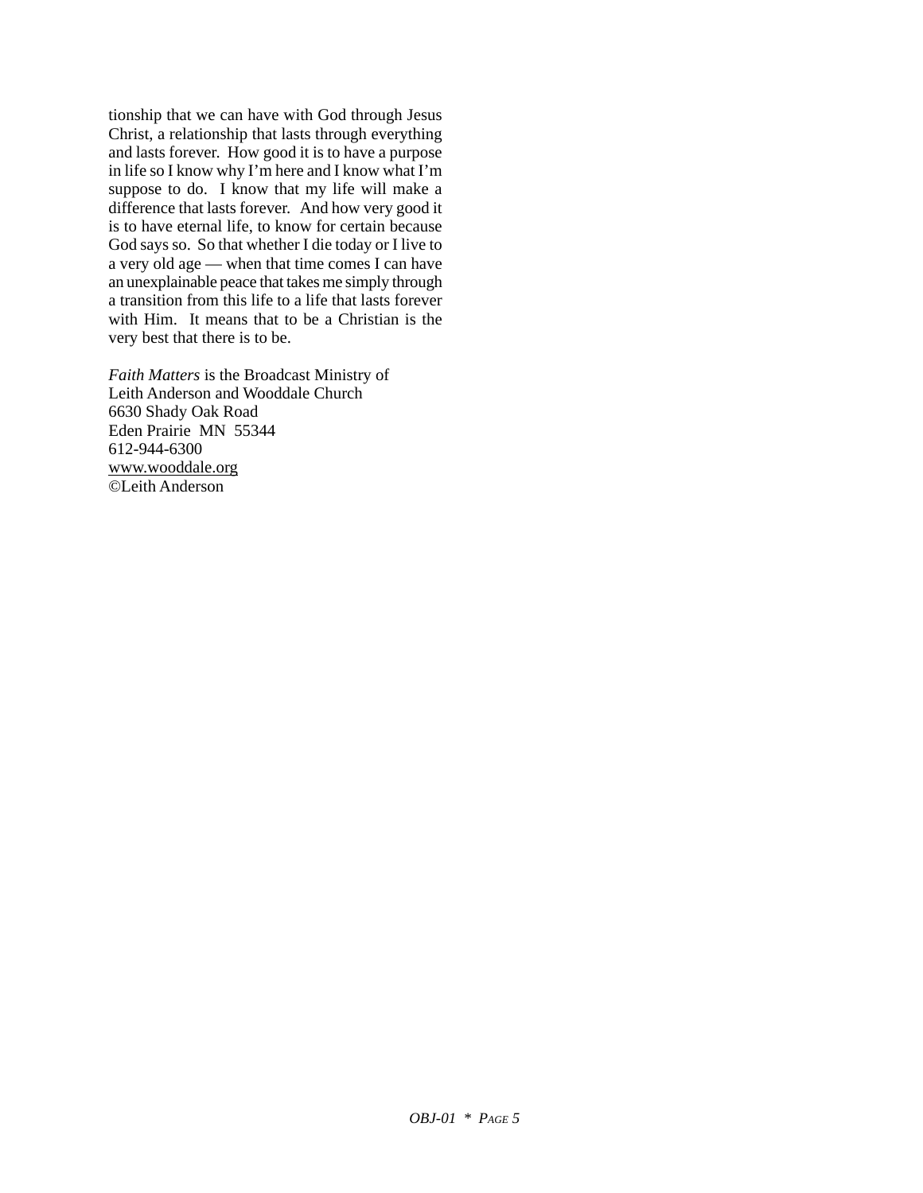tionship that we can have with God through Jesus Christ, a relationship that lasts through everything and lasts forever. How good it is to have a purpose in life so I know why I'm here and I know what I'm suppose to do. I know that my life will make a difference that lasts forever. And how very good it is to have eternal life, to know for certain because God says so. So that whether I die today or I live to a very old age — when that time comes I can have an unexplainable peace that takes me simply through a transition from this life to a life that lasts forever with Him. It means that to be a Christian is the very best that there is to be.

*Faith Matters* is the Broadcast Ministry of
Leith Anderson and Wooddale Church
6630 Shady Oak Road
Eden Prairie MN 55344
612-944-6300
www.wooddale.org
©Leith Anderson